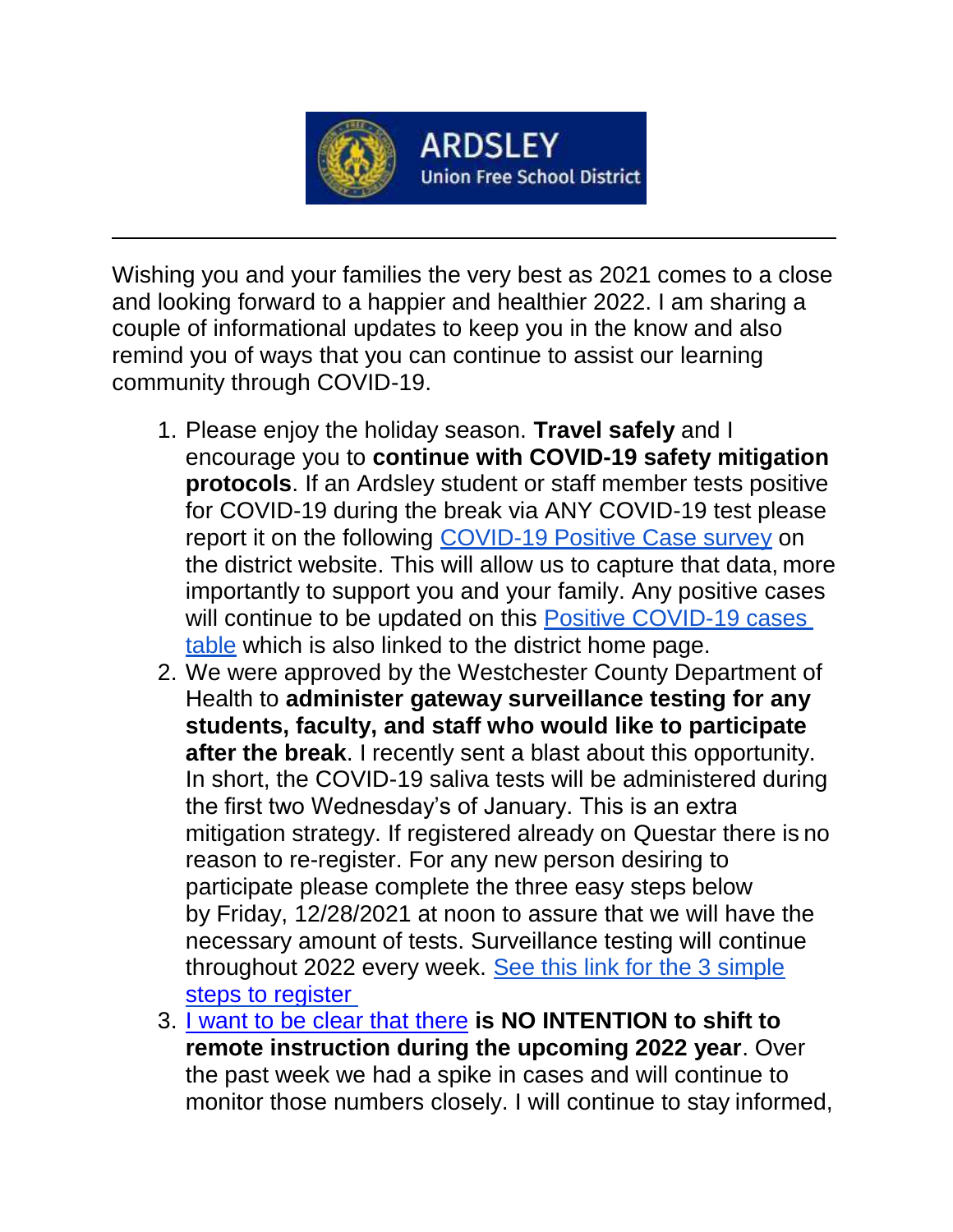ARDSLEY
Union Free School District

---

Wishing you and your families the very best as 2021 comes to a close and looking forward to a happier and healthier 2022. I am sharing a couple of informational updates to keep you in the know and also remind you of ways that you can continue to assist our learning community through COVID-19.

1. Please enjoy the holiday season. **Travel safely** and I encourage you to **continue with COVID-19 safety mitigation protocols**. If an Ardsley student or staff member tests positive for COVID-19 during the break via ANY COVID-19 test please report it on the following COVID-19 Positive Case survey on the district website. This will allow us to capture that data, more importantly to support you and your family. Any positive cases will continue to be updated on this Positive COVID-19 cases table which is also linked to the district home page.
2. We were approved by the Westchester County Department of Health to **administer gateway surveillance testing for any students, faculty, and staff who would like to participate after the break**. I recently sent a blast about this opportunity. In short, the COVID-19 saliva tests will be administered during the first two Wednesday's of January. This is an extra mitigation strategy. If registered already on Questar there is no reason to re-register. For any new person desiring to participate please complete the three easy steps below by Friday, 12/28/2021 at noon to assure that we will have the necessary amount of tests. Surveillance testing will continue throughout 2022 every week. See this link for the 3 simple steps to register
3. I want to be clear that there **is NO INTENTION to shift to remote instruction during the upcoming 2022 year**. Over the past week we had a spike in cases and will continue to monitor those numbers closely. I will continue to stay informed,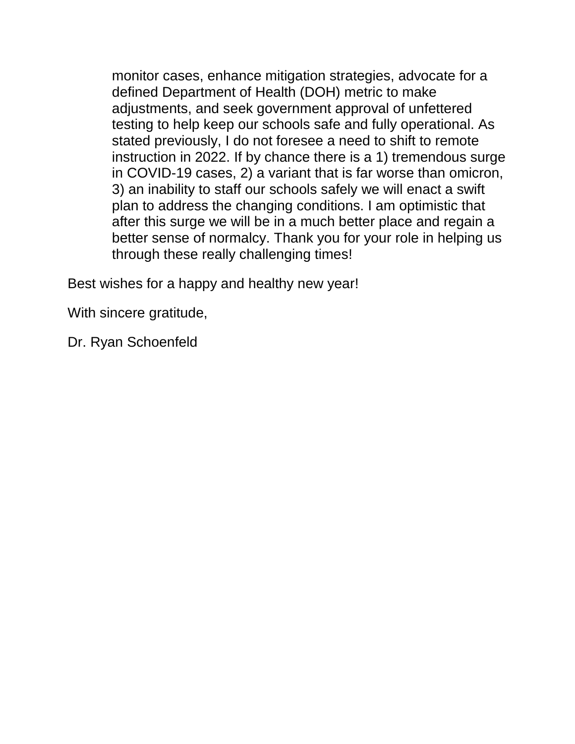monitor cases, enhance mitigation strategies, advocate for a defined Department of Health (DOH) metric to make adjustments, and seek government approval of unfettered testing to help keep our schools safe and fully operational. As stated previously, I do not foresee a need to shift to remote instruction in 2022. If by chance there is a 1) tremendous surge in COVID-19 cases, 2) a variant that is far worse than omicron, 3) an inability to staff our schools safely we will enact a swift plan to address the changing conditions. I am optimistic that after this surge we will be in a much better place and regain a better sense of normalcy. Thank you for your role in helping us through these really challenging times!

Best wishes for a happy and healthy new year!

With sincere gratitude,

Dr. Ryan Schoenfeld